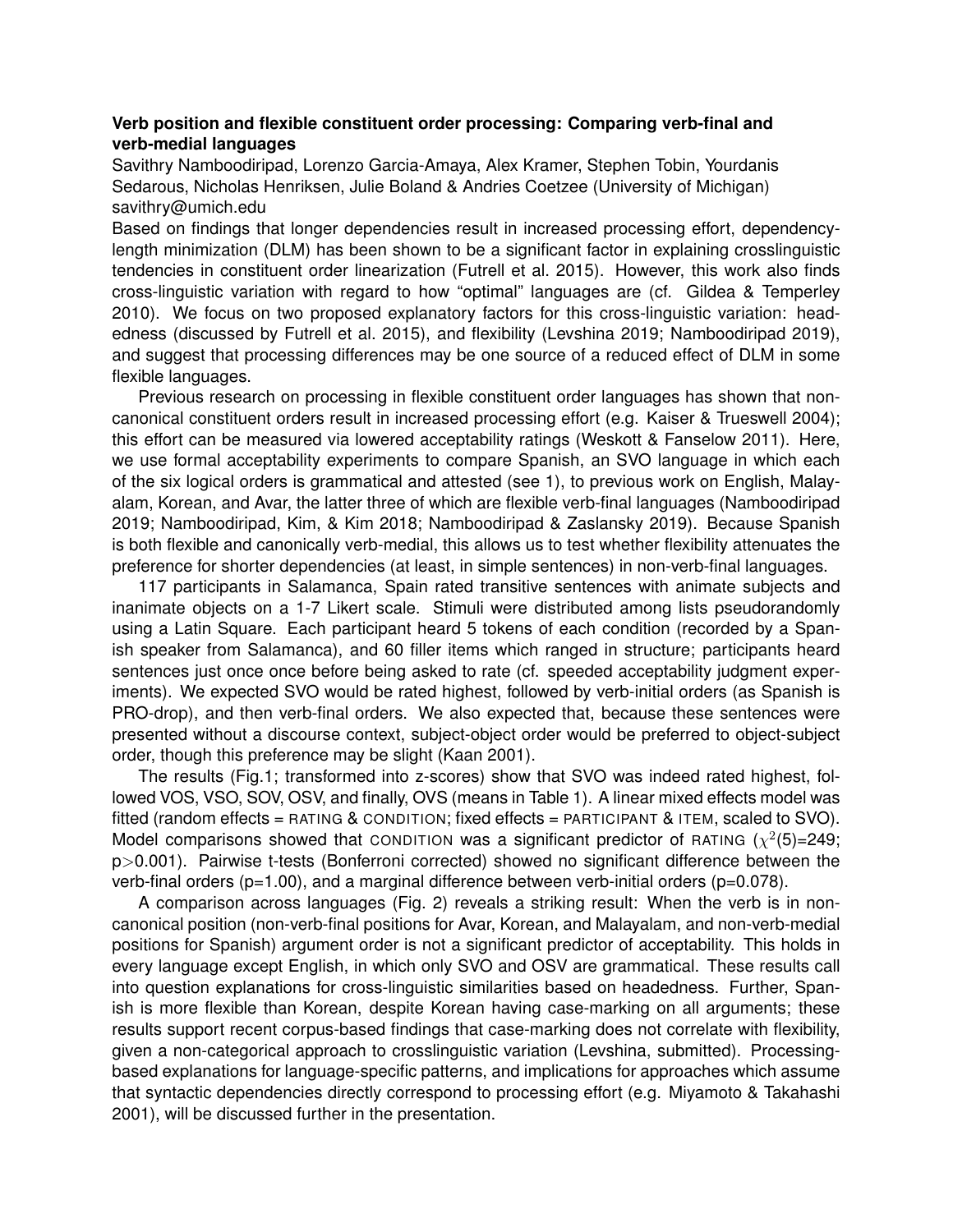**Verb position and flexible constituent order processing: Comparing verb-final and verb-medial languages**

Savithry Namboodiripad, Lorenzo Garcia-Amaya, Alex Kramer, Stephen Tobin, Yourdanis Sedarous, Nicholas Henriksen, Julie Boland & Andries Coetzee (University of Michigan)
savithry@umich.edu

Based on findings that longer dependencies result in increased processing effort, dependency-length minimization (DLM) has been shown to be a significant factor in explaining crosslinguistic tendencies in constituent order linearization (Futrell et al. 2015). However, this work also finds cross-linguistic variation with regard to how "optimal" languages are (cf. Gildea & Temperley 2010). We focus on two proposed explanatory factors for this cross-linguistic variation: headedness (discussed by Futrell et al. 2015), and flexibility (Levshina 2019; Namboodiripad 2019), and suggest that processing differences may be one source of a reduced effect of DLM in some flexible languages.

Previous research on processing in flexible constituent order languages has shown that non-canonical constituent orders result in increased processing effort (e.g. Kaiser & Trueswell 2004); this effort can be measured via lowered acceptability ratings (Weskott & Fanselow 2011). Here, we use formal acceptability experiments to compare Spanish, an SVO language in which each of the six logical orders is grammatical and attested (see 1), to previous work on English, Malayalam, Korean, and Avar, the latter three of which are flexible verb-final languages (Namboodiripad 2019; Namboodiripad, Kim, & Kim 2018; Namboodiripad & Zaslansky 2019). Because Spanish is both flexible and canonically verb-medial, this allows us to test whether flexibility attenuates the preference for shorter dependencies (at least, in simple sentences) in non-verb-final languages.

117 participants in Salamanca, Spain rated transitive sentences with animate subjects and inanimate objects on a 1-7 Likert scale. Stimuli were distributed among lists pseudorandomly using a Latin Square. Each participant heard 5 tokens of each condition (recorded by a Spanish speaker from Salamanca), and 60 filler items which ranged in structure; participants heard sentences just once once before being asked to rate (cf. speeded acceptability judgment experiments). We expected SVO would be rated highest, followed by verb-initial orders (as Spanish is PRO-drop), and then verb-final orders. We also expected that, because these sentences were presented without a discourse context, subject-object order would be preferred to object-subject order, though this preference may be slight (Kaan 2001).

The results (Fig.1; transformed into z-scores) show that SVO was indeed rated highest, followed VOS, VSO, SOV, OSV, and finally, OVS (means in Table 1). A linear mixed effects model was fitted (random effects = RATING & CONDITION; fixed effects = PARTICIPANT & ITEM, scaled to SVO). Model comparisons showed that CONDITION was a significant predictor of RATING ($\chi^2$(5)=249; p>0.001). Pairwise t-tests (Bonferroni corrected) showed no significant difference between the verb-final orders (p=1.00), and a marginal difference between verb-initial orders (p=0.078).

A comparison across languages (Fig. 2) reveals a striking result: When the verb is in non-canonical position (non-verb-final positions for Avar, Korean, and Malayalam, and non-verb-medial positions for Spanish) argument order is not a significant predictor of acceptability. This holds in every language except English, in which only SVO and OSV are grammatical. These results call into question explanations for cross-linguistic similarities based on headedness. Further, Spanish is more flexible than Korean, despite Korean having case-marking on all arguments; these results support recent corpus-based findings that case-marking does not correlate with flexibility, given a non-categorical approach to crosslinguistic variation (Levshina, submitted). Processing-based explanations for language-specific patterns, and implications for approaches which assume that syntactic dependencies directly correspond to processing effort (e.g. Miyamoto & Takahashi 2001), will be discussed further in the presentation.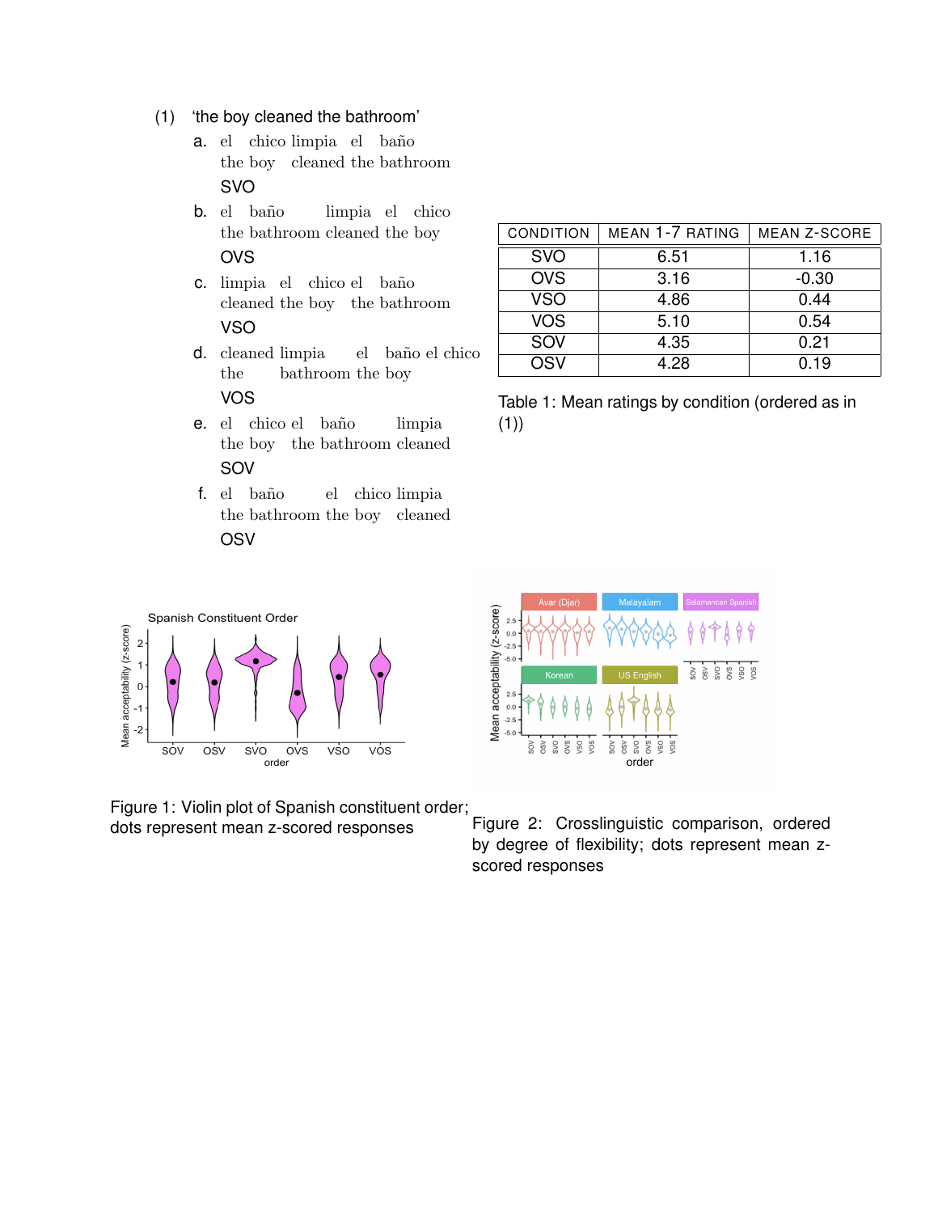(1) 'the boy cleaned the bathroom'

a. el chico limpia el baño
   the boy cleaned the bathroom
   SVO

b. el baño limpia el chico
   the bathroom cleaned the boy
   OVS

c. limpia el chico el baño
   cleaned the boy the bathroom
   VSO

d. limpia el baño el chico
   cleaned the bathroom the boy
   VOS

e. el chico el baño limpia
   the boy the bathroom cleaned
   SOV

f. el baño el chico limpia
   the bathroom the boy cleaned
   OSV

| CONDITION | MEAN 1-7 RATING | MEAN Z-SCORE |
|---|---|---|
| SVO | 6.51 | 1.16 |
| OVS | 3.16 | -0.30 |
| VSO | 4.86 | 0.44 |
| VOS | 5.10 | 0.54 |
| SOV | 4.35 | 0.21 |
| OSV | 4.28 | 0.19 |

Table 1: Mean ratings by condition (ordered as in (1))

Spanish Constituent Order

Mean acceptability (z-score)

2
1
0
-1
-2

SOV OSV SVO OVS VSO VOS

order

Figure 1: Violin plot of Spanish constituent order; dots represent mean z-scored responses

Avar (Djar) Malayalam Salamancan Spanish

Korean US English

Mean acceptability (z-score)

2.5
0.0
-2.5
-5.0

SOV OSV SVO OVS VSO VOS

order

Figure 2: Crosslinguistic comparison, ordered by degree of flexibility; dots represent mean z-scored responses